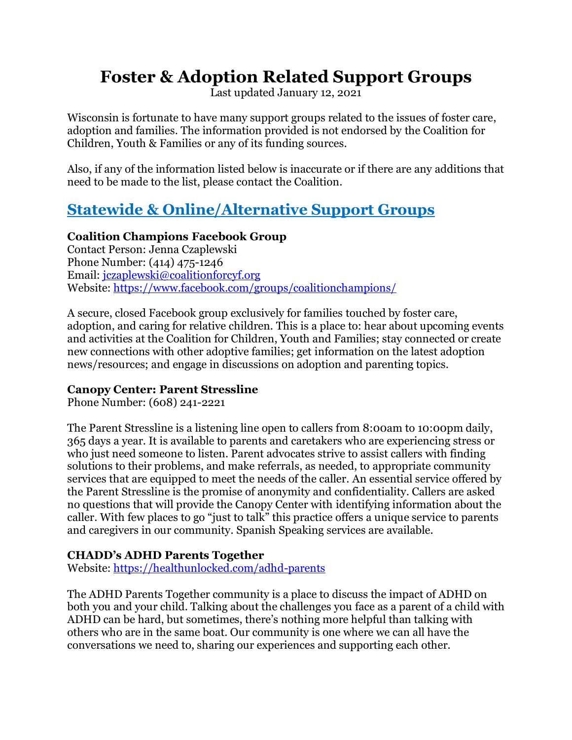# Foster & Adoption Related Support Groups

Last updated January 12, 2021

Wisconsin is fortunate to have many support groups related to the issues of foster care, adoption and families. The information provided is not endorsed by the Coalition for Children, Youth & Families or any of its funding sources.

Also, if any of the information listed below is inaccurate or if there are any additions that need to be made to the list, please contact the Coalition.

## Statewide & Online/Alternative Support Groups

**Coalition Champions Facebook Group**
Contact Person: Jenna Czaplewski
Phone Number: (414) 475-1246
Email: jczaplewski@coalitionforcyf.org
Website: https://www.facebook.com/groups/coalitionchampions/

A secure, closed Facebook group exclusively for families touched by foster care, adoption, and caring for relative children. This is a place to: hear about upcoming events and activities at the Coalition for Children, Youth and Families; stay connected or create new connections with other adoptive families; get information on the latest adoption news/resources; and engage in discussions on adoption and parenting topics.

**Canopy Center: Parent Stressline**
Phone Number: (608) 241-2221

The Parent Stressline is a listening line open to callers from 8:00am to 10:00pm daily, 365 days a year. It is available to parents and caretakers who are experiencing stress or who just need someone to listen. Parent advocates strive to assist callers with finding solutions to their problems, and make referrals, as needed, to appropriate community services that are equipped to meet the needs of the caller. An essential service offered by the Parent Stressline is the promise of anonymity and confidentiality. Callers are asked no questions that will provide the Canopy Center with identifying information about the caller. With few places to go "just to talk" this practice offers a unique service to parents and caregivers in our community. Spanish Speaking services are available.

**CHADD's ADHD Parents Together**
Website: https://healthunlocked.com/adhd-parents

The ADHD Parents Together community is a place to discuss the impact of ADHD on both you and your child. Talking about the challenges you face as a parent of a child with ADHD can be hard, but sometimes, there's nothing more helpful than talking with others who are in the same boat. Our community is one where we can all have the conversations we need to, sharing our experiences and supporting each other.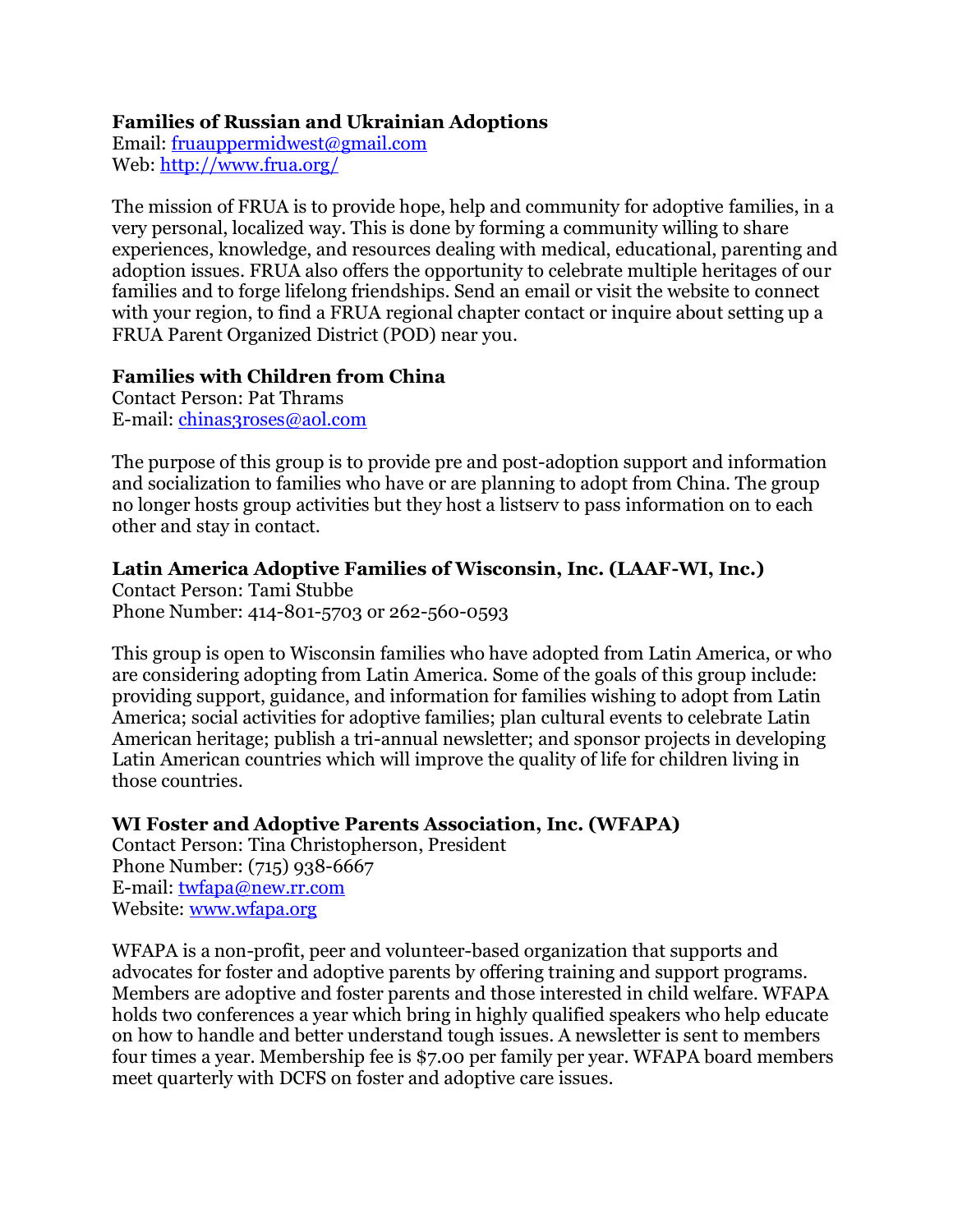**Families of Russian and Ukrainian Adoptions**
Email: fruauppermidwest@gmail.com
Web: http://www.frua.org/

The mission of FRUA is to provide hope, help and community for adoptive families, in a very personal, localized way. This is done by forming a community willing to share experiences, knowledge, and resources dealing with medical, educational, parenting and adoption issues. FRUA also offers the opportunity to celebrate multiple heritages of our families and to forge lifelong friendships. Send an email or visit the website to connect with your region, to find a FRUA regional chapter contact or inquire about setting up a FRUA Parent Organized District (POD) near you.

**Families with Children from China**
Contact Person: Pat Thrams
E-mail: chinas3roses@aol.com

The purpose of this group is to provide pre and post-adoption support and information and socialization to families who have or are planning to adopt from China. The group no longer hosts group activities but they host a listserv to pass information on to each other and stay in contact.

**Latin America Adoptive Families of Wisconsin, Inc. (LAAF-WI, Inc.)**
Contact Person: Tami Stubbe
Phone Number: 414-801-5703 or 262-560-0593

This group is open to Wisconsin families who have adopted from Latin America, or who are considering adopting from Latin America. Some of the goals of this group include: providing support, guidance, and information for families wishing to adopt from Latin America; social activities for adoptive families; plan cultural events to celebrate Latin American heritage; publish a tri-annual newsletter; and sponsor projects in developing Latin American countries which will improve the quality of life for children living in those countries.

**WI Foster and Adoptive Parents Association, Inc. (WFAPA)**
Contact Person: Tina Christopherson, President
Phone Number: (715) 938-6667
E-mail: twfapa@new.rr.com
Website: www.wfapa.org

WFAPA is a non-profit, peer and volunteer-based organization that supports and advocates for foster and adoptive parents by offering training and support programs. Members are adoptive and foster parents and those interested in child welfare. WFAPA holds two conferences a year which bring in highly qualified speakers who help educate on how to handle and better understand tough issues. A newsletter is sent to members four times a year. Membership fee is $7.00 per family per year. WFAPA board members meet quarterly with DCFS on foster and adoptive care issues.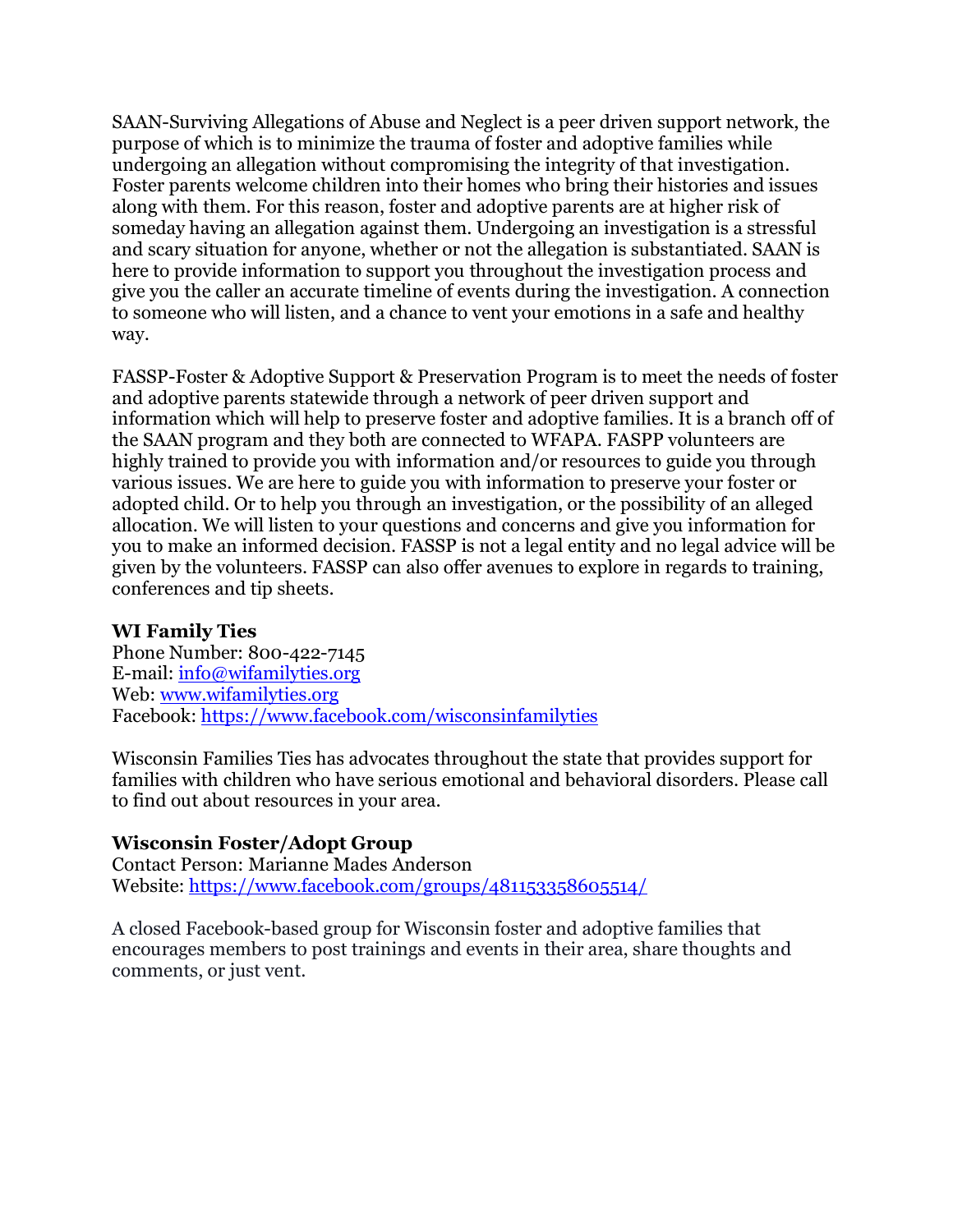SAAN-Surviving Allegations of Abuse and Neglect is a peer driven support network, the purpose of which is to minimize the trauma of foster and adoptive families while undergoing an allegation without compromising the integrity of that investigation. Foster parents welcome children into their homes who bring their histories and issues along with them. For this reason, foster and adoptive parents are at higher risk of someday having an allegation against them. Undergoing an investigation is a stressful and scary situation for anyone, whether or not the allegation is substantiated. SAAN is here to provide information to support you throughout the investigation process and give you the caller an accurate timeline of events during the investigation. A connection to someone who will listen, and a chance to vent your emotions in a safe and healthy way.

FASSP-Foster & Adoptive Support & Preservation Program is to meet the needs of foster and adoptive parents statewide through a network of peer driven support and information which will help to preserve foster and adoptive families. It is a branch off of the SAAN program and they both are connected to WFAPA. FASPP volunteers are highly trained to provide you with information and/or resources to guide you through various issues. We are here to guide you with information to preserve your foster or adopted child. Or to help you through an investigation, or the possibility of an alleged allocation. We will listen to your questions and concerns and give you information for you to make an informed decision. FASSP is not a legal entity and no legal advice will be given by the volunteers. FASSP can also offer avenues to explore in regards to training, conferences and tip sheets.

**WI Family Ties**
Phone Number: 800-422-7145
E-mail: info@wifamilyties.org
Web: www.wifamilyties.org
Facebook: https://www.facebook.com/wisconsinfamilyties

Wisconsin Families Ties has advocates throughout the state that provides support for families with children who have serious emotional and behavioral disorders. Please call to find out about resources in your area.

**Wisconsin Foster/Adopt Group**
Contact Person: Marianne Mades Anderson
Website: https://www.facebook.com/groups/481153358605514/

A closed Facebook-based group for Wisconsin foster and adoptive families that encourages members to post trainings and events in their area, share thoughts and comments, or just vent.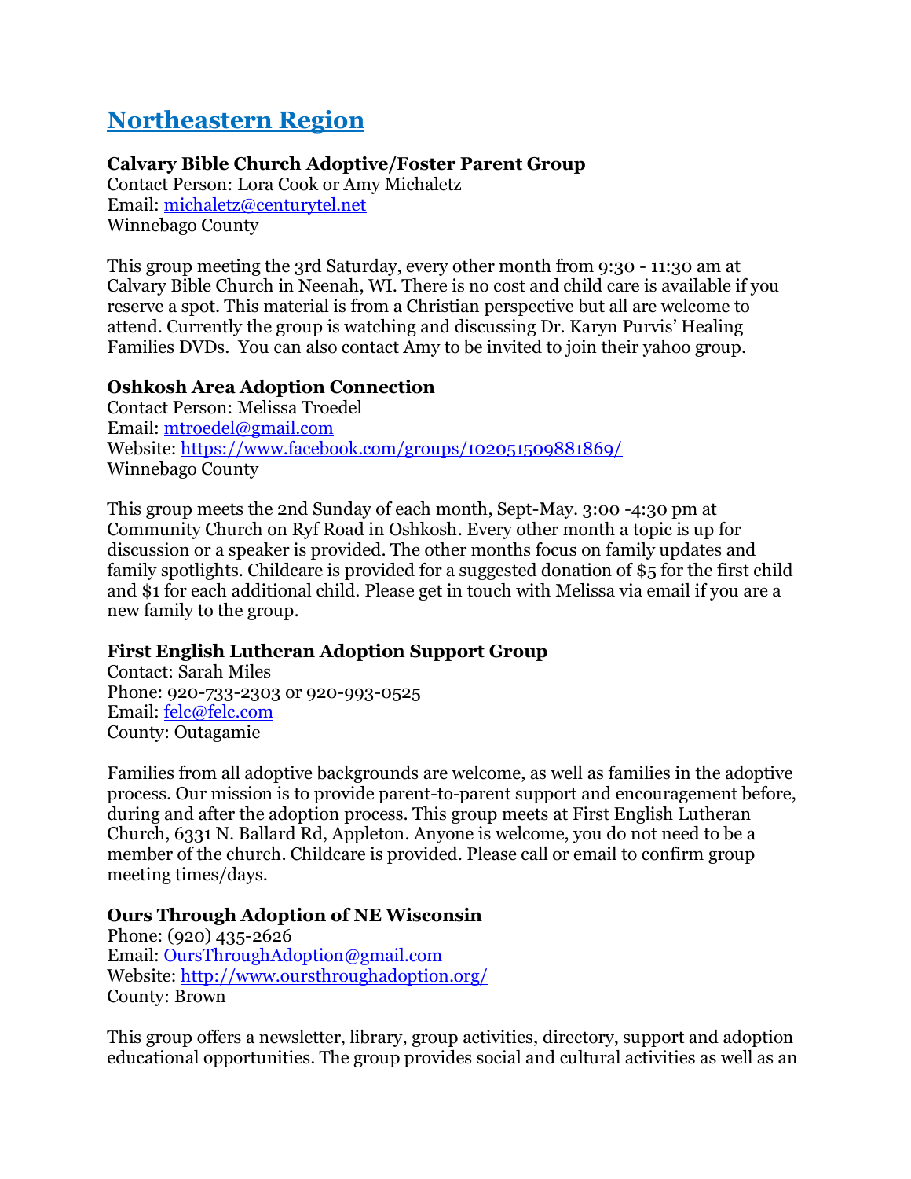## Northeastern Region

**Calvary Bible Church Adoptive/Foster Parent Group**
Contact Person: Lora Cook or Amy Michaletz
Email: michaletz@centurytel.net
Winnebago County

This group meeting the 3rd Saturday, every other month from 9:30 - 11:30 am at Calvary Bible Church in Neenah, WI. There is no cost and child care is available if you reserve a spot. This material is from a Christian perspective but all are welcome to attend. Currently the group is watching and discussing Dr. Karyn Purvis' Healing Families DVDs. You can also contact Amy to be invited to join their yahoo group.

**Oshkosh Area Adoption Connection**
Contact Person: Melissa Troedel
Email: mtroedel@gmail.com
Website: https://www.facebook.com/groups/102051509881869/
Winnebago County

This group meets the 2nd Sunday of each month, Sept-May. 3:00 -4:30 pm at Community Church on Ryf Road in Oshkosh. Every other month a topic is up for discussion or a speaker is provided. The other months focus on family updates and family spotlights. Childcare is provided for a suggested donation of $5 for the first child and $1 for each additional child. Please get in touch with Melissa via email if you are a new family to the group.

**First English Lutheran Adoption Support Group**
Contact: Sarah Miles
Phone: 920-733-2303 or 920-993-0525
Email: felc@felc.com
County: Outagamie

Families from all adoptive backgrounds are welcome, as well as families in the adoptive process. Our mission is to provide parent-to-parent support and encouragement before, during and after the adoption process. This group meets at First English Lutheran Church, 6331 N. Ballard Rd, Appleton. Anyone is welcome, you do not need to be a member of the church. Childcare is provided. Please call or email to confirm group meeting times/days.

**Ours Through Adoption of NE Wisconsin**
Phone: (920) 435-2626
Email: OursThroughAdoption@gmail.com
Website: http://www.oursthroughadoption.org/
County: Brown

This group offers a newsletter, library, group activities, directory, support and adoption educational opportunities. The group provides social and cultural activities as well as an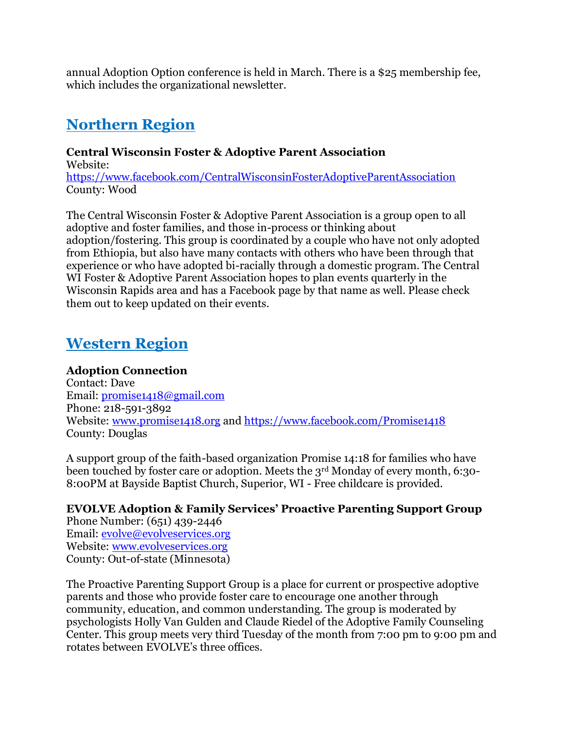annual Adoption Option conference is held in March. There is a $25 membership fee, which includes the organizational newsletter.

## Northern Region

**Central Wisconsin Foster & Adoptive Parent Association**
Website:
https://www.facebook.com/CentralWisconsinFosterAdoptiveParentAssociation
County: Wood

The Central Wisconsin Foster & Adoptive Parent Association is a group open to all adoptive and foster families, and those in-process or thinking about adoption/fostering. This group is coordinated by a couple who have not only adopted from Ethiopia, but also have many contacts with others who have been through that experience or who have adopted bi-racially through a domestic program. The Central WI Foster & Adoptive Parent Association hopes to plan events quarterly in the Wisconsin Rapids area and has a Facebook page by that name as well. Please check them out to keep updated on their events.

## Western Region

**Adoption Connection**
Contact: Dave
Email: promise1418@gmail.com
Phone: 218-591-3892
Website: www.promise1418.org and https://www.facebook.com/Promise1418
County: Douglas

A support group of the faith-based organization Promise 14:18 for families who have been touched by foster care or adoption. Meets the 3rd Monday of every month, 6:30-8:00PM at Bayside Baptist Church, Superior, WI - Free childcare is provided.

**EVOLVE Adoption & Family Services' Proactive Parenting Support Group**
Phone Number: (651) 439-2446
Email: evolve@evolveservices.org
Website: www.evolveservices.org
County: Out-of-state (Minnesota)

The Proactive Parenting Support Group is a place for current or prospective adoptive parents and those who provide foster care to encourage one another through community, education, and common understanding. The group is moderated by psychologists Holly Van Gulden and Claude Riedel of the Adoptive Family Counseling Center. This group meets very third Tuesday of the month from 7:00 pm to 9:00 pm and rotates between EVOLVE's three offices.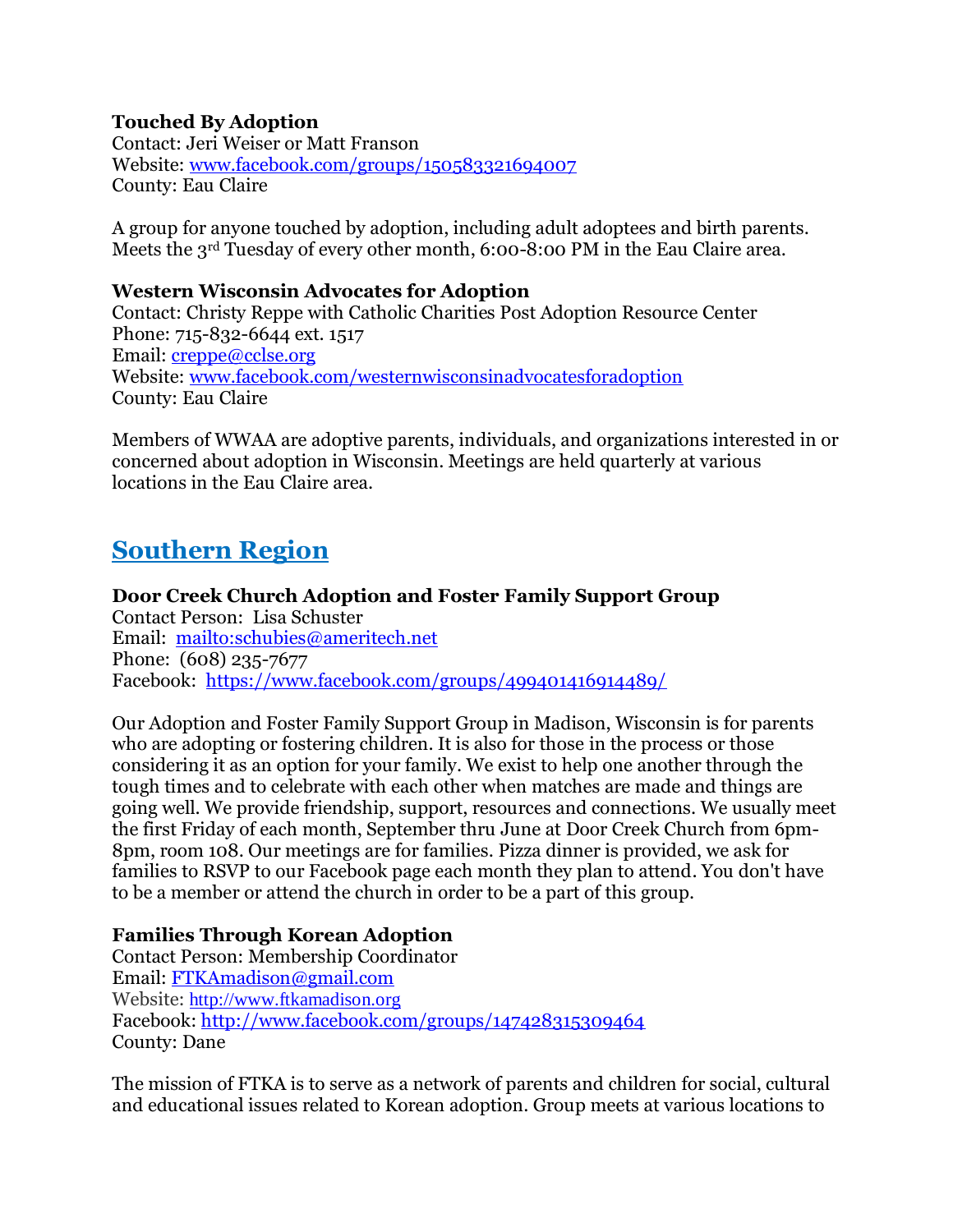**Touched By Adoption**
Contact: Jeri Weiser or Matt Franson
Website: www.facebook.com/groups/150583321694007
County: Eau Claire

A group for anyone touched by adoption, including adult adoptees and birth parents. Meets the 3rd Tuesday of every other month, 6:00-8:00 PM in the Eau Claire area.

**Western Wisconsin Advocates for Adoption**
Contact: Christy Reppe with Catholic Charities Post Adoption Resource Center
Phone: 715-832-6644 ext. 1517
Email: creppe@cclse.org
Website: www.facebook.com/westernwisconsinadvocatesforadoption
County: Eau Claire

Members of WWAA are adoptive parents, individuals, and organizations interested in or concerned about adoption in Wisconsin. Meetings are held quarterly at various locations in the Eau Claire area.

## Southern Region

**Door Creek Church Adoption and Foster Family Support Group**
Contact Person: Lisa Schuster
Email: mailto:schubies@ameritech.net
Phone: (608) 235-7677
Facebook: https://www.facebook.com/groups/499401416914489/

Our Adoption and Foster Family Support Group in Madison, Wisconsin is for parents who are adopting or fostering children. It is also for those in the process or those considering it as an option for your family. We exist to help one another through the tough times and to celebrate with each other when matches are made and things are going well. We provide friendship, support, resources and connections. We usually meet the first Friday of each month, September thru June at Door Creek Church from 6pm-8pm, room 108. Our meetings are for families. Pizza dinner is provided, we ask for families to RSVP to our Facebook page each month they plan to attend. You don't have to be a member or attend the church in order to be a part of this group.

**Families Through Korean Adoption**
Contact Person: Membership Coordinator
Email: FTKAmadison@gmail.com
Website: http://www.ftkamadison.org
Facebook: http://www.facebook.com/groups/147428315309464
County: Dane

The mission of FTKA is to serve as a network of parents and children for social, cultural and educational issues related to Korean adoption. Group meets at various locations to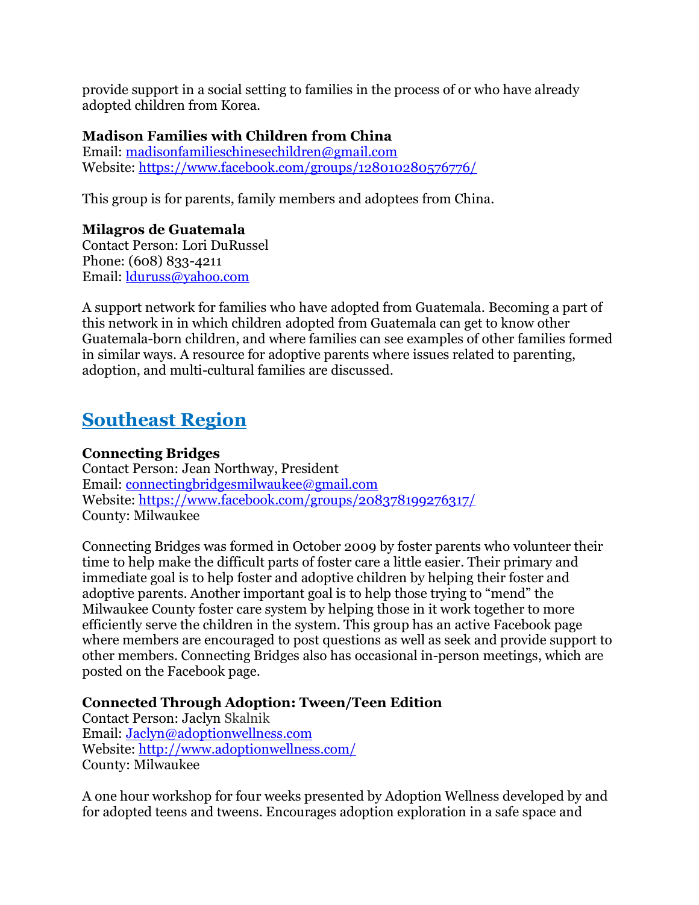provide support in a social setting to families in the process of or who have already adopted children from Korea.

**Madison Families with Children from China**
Email: madisonfamilieschinesechildren@gmail.com
Website: https://www.facebook.com/groups/128010280576776/

This group is for parents, family members and adoptees from China.

**Milagros de Guatemala**
Contact Person: Lori DuRussel
Phone: (608) 833-4211
Email: lduruss@yahoo.com

A support network for families who have adopted from Guatemala. Becoming a part of this network in in which children adopted from Guatemala can get to know other Guatemala-born children, and where families can see examples of other families formed in similar ways. A resource for adoptive parents where issues related to parenting, adoption, and multi-cultural families are discussed.

## Southeast Region

**Connecting Bridges**
Contact Person: Jean Northway, President
Email: connectingbridgesmilwaukee@gmail.com
Website: https://www.facebook.com/groups/208378199276317/
County: Milwaukee

Connecting Bridges was formed in October 2009 by foster parents who volunteer their time to help make the difficult parts of foster care a little easier. Their primary and immediate goal is to help foster and adoptive children by helping their foster and adoptive parents. Another important goal is to help those trying to "mend" the Milwaukee County foster care system by helping those in it work together to more efficiently serve the children in the system. This group has an active Facebook page where members are encouraged to post questions as well as seek and provide support to other members. Connecting Bridges also has occasional in-person meetings, which are posted on the Facebook page.

**Connected Through Adoption: Tween/Teen Edition**
Contact Person: Jaclyn Skalnik
Email: Jaclyn@adoptionwellness.com
Website: http://www.adoptionwellness.com/
County: Milwaukee

A one hour workshop for four weeks presented by Adoption Wellness developed by and for adopted teens and tweens. Encourages adoption exploration in a safe space and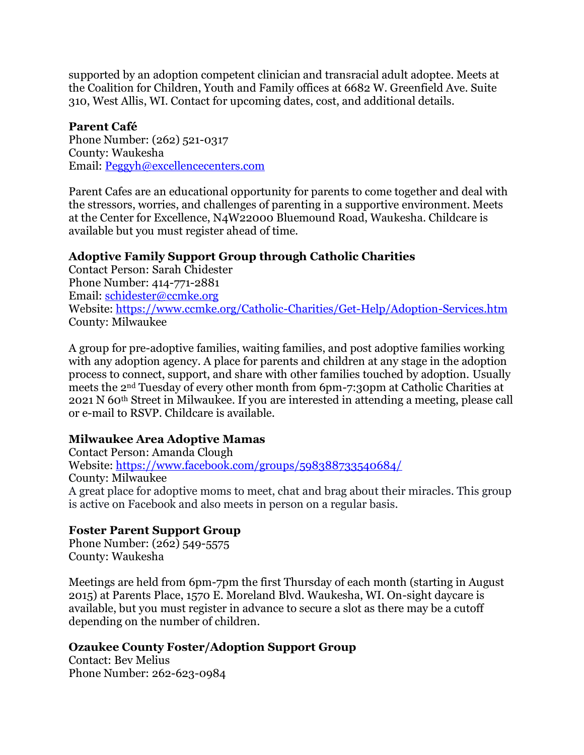supported by an adoption competent clinician and transracial adult adoptee. Meets at the Coalition for Children, Youth and Family offices at 6682 W. Greenfield Ave. Suite 310, West Allis, WI. Contact for upcoming dates, cost, and additional details.

**Parent Café**
Phone Number: (262) 521-0317
County: Waukesha
Email: [Peggyh@excellencecenters.com](mailto:Peggyh@excellencecenters.com)

Parent Cafes are an educational opportunity for parents to come together and deal with the stressors, worries, and challenges of parenting in a supportive environment. Meets at the Center for Excellence, N4W22000 Bluemound Road, Waukesha. Childcare is available but you must register ahead of time.

**Adoptive Family Support Group through Catholic Charities**
Contact Person: Sarah Chidester
Phone Number: 414-771-2881
Email: [schidester@ccmke.org](mailto:schidester@ccmke.org)
Website: [https://www.ccmke.org/Catholic-Charities/Get-Help/Adoption-Services.htm](https://www.ccmke.org/Catholic-Charities/Get-Help/Adoption-Services.htm)
County: Milwaukee

A group for pre-adoptive families, waiting families, and post adoptive families working with any adoption agency. A place for parents and children at any stage in the adoption process to connect, support, and share with other families touched by adoption. Usually meets the 2nd Tuesday of every other month from 6pm-7:30pm at Catholic Charities at 2021 N 60th Street in Milwaukee. If you are interested in attending a meeting, please call or e-mail to RSVP. Childcare is available.

**Milwaukee Area Adoptive Mamas**
Contact Person: Amanda Clough
Website: [https://www.facebook.com/groups/598388733540684/](https://www.facebook.com/groups/598388733540684/)
County: Milwaukee
A great place for adoptive moms to meet, chat and brag about their miracles. This group is active on Facebook and also meets in person on a regular basis.

**Foster Parent Support Group**
Phone Number: (262) 549-5575
County: Waukesha

Meetings are held from 6pm-7pm the first Thursday of each month (starting in August 2015) at Parents Place, 1570 E. Moreland Blvd. Waukesha, WI. On-sight daycare is available, but you must register in advance to secure a slot as there may be a cutoff depending on the number of children.

**Ozaukee County Foster/Adoption Support Group**
Contact: Bev Melius
Phone Number: 262-623-0984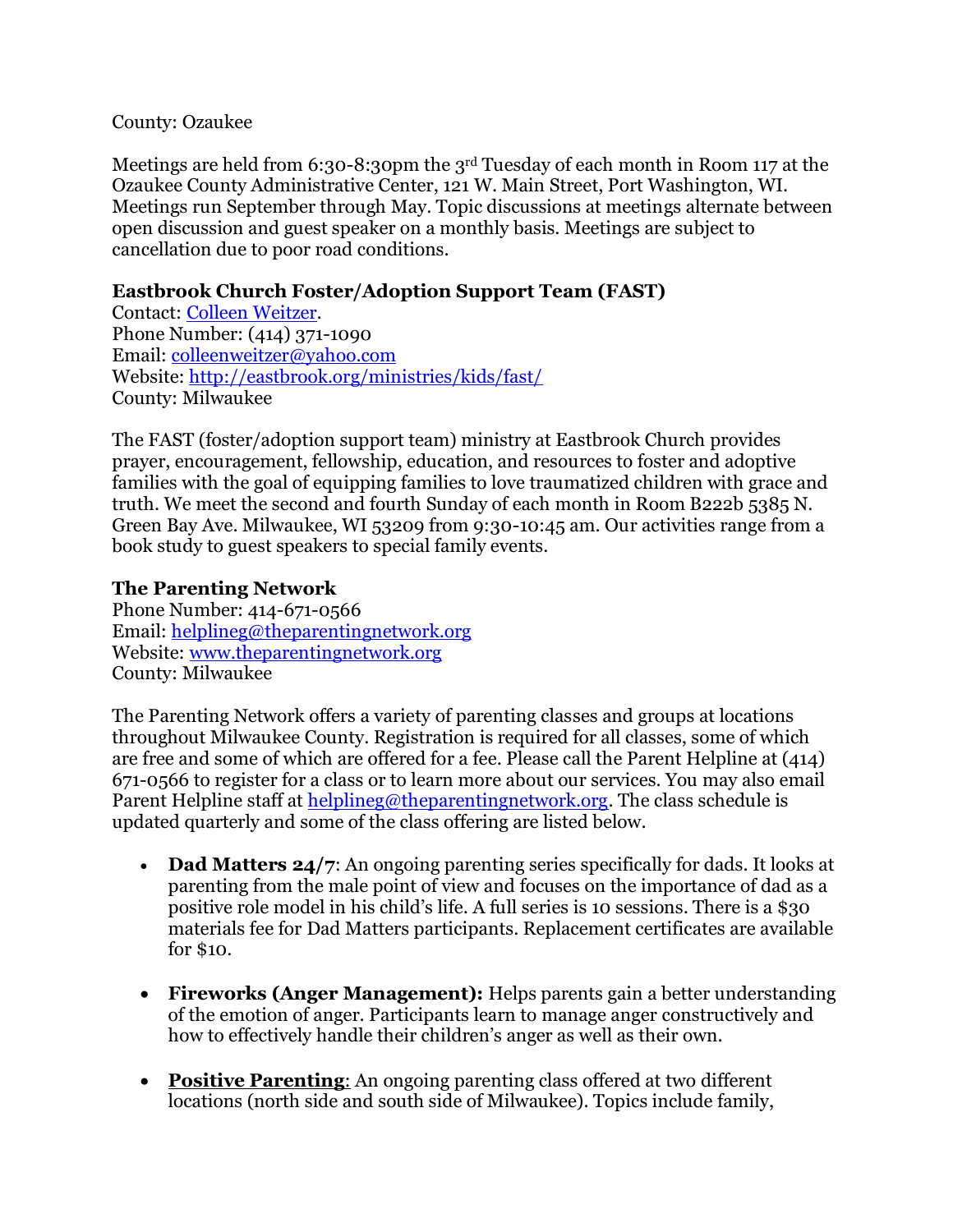County: Ozaukee

Meetings are held from 6:30-8:30pm the 3rd Tuesday of each month in Room 117 at the Ozaukee County Administrative Center, 121 W. Main Street, Port Washington, WI. Meetings run September through May. Topic discussions at meetings alternate between open discussion and guest speaker on a monthly basis. Meetings are subject to cancellation due to poor road conditions.

**Eastbrook Church Foster/Adoption Support Team (FAST)**
Contact: Colleen Weitzer.
Phone Number: (414) 371-1090
Email: colleenweitzer@yahoo.com
Website: http://eastbrook.org/ministries/kids/fast/
County: Milwaukee

The FAST (foster/adoption support team) ministry at Eastbrook Church provides prayer, encouragement, fellowship, education, and resources to foster and adoptive families with the goal of equipping families to love traumatized children with grace and truth. We meet the second and fourth Sunday of each month in Room B222b 5385 N. Green Bay Ave. Milwaukee, WI 53209 from 9:30-10:45 am. Our activities range from a book study to guest speakers to special family events.

**The Parenting Network**
Phone Number: 414-671-0566
Email: helplineg@theparentingnetwork.org
Website: www.theparentingnetwork.org
County: Milwaukee

The Parenting Network offers a variety of parenting classes and groups at locations throughout Milwaukee County. Registration is required for all classes, some of which are free and some of which are offered for a fee. Please call the Parent Helpline at (414) 671-0566 to register for a class or to learn more about our services. You may also email Parent Helpline staff at helplineg@theparentingnetwork.org. The class schedule is updated quarterly and some of the class offering are listed below.

- **Dad Matters 24/7**: An ongoing parenting series specifically for dads. It looks at parenting from the male point of view and focuses on the importance of dad as a positive role model in his child's life. A full series is 10 sessions. There is a $30 materials fee for Dad Matters participants. Replacement certificates are available for $10.

- **Fireworks (Anger Management):** Helps parents gain a better understanding of the emotion of anger. Participants learn to manage anger constructively and how to effectively handle their children's anger as well as their own.

- **Positive Parenting**: An ongoing parenting class offered at two different locations (north side and south side of Milwaukee). Topics include family,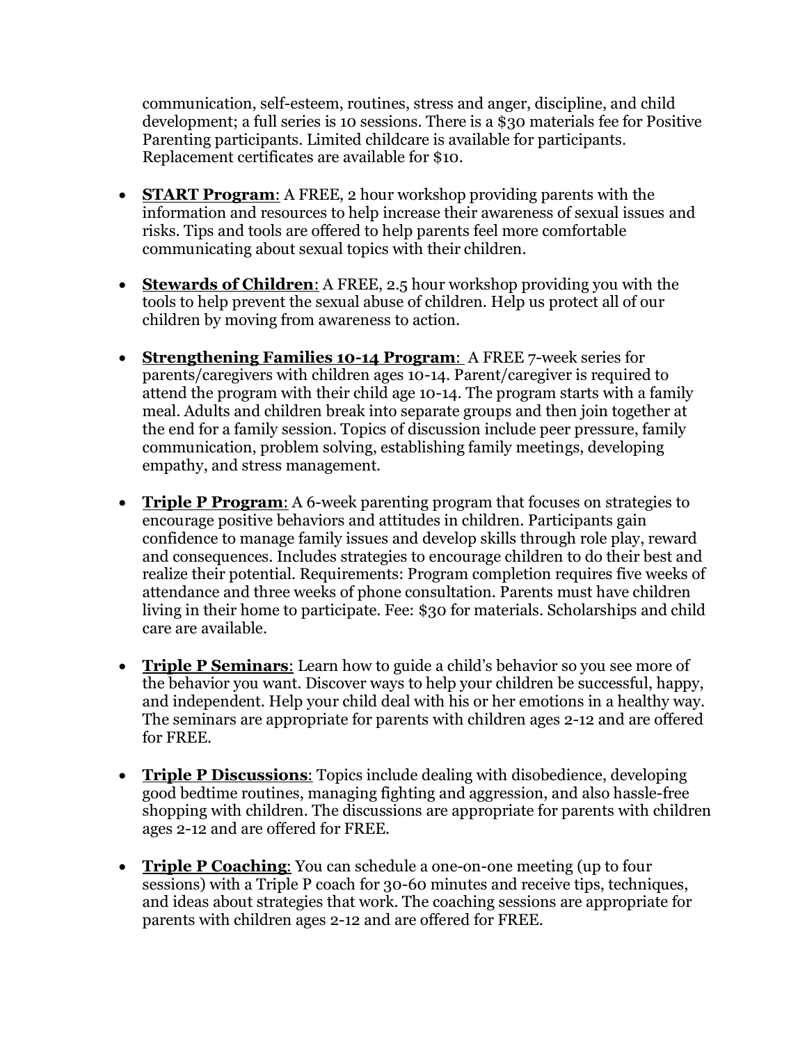communication, self-esteem, routines, stress and anger, discipline, and child development; a full series is 10 sessions. There is a $30 materials fee for Positive Parenting participants. Limited childcare is available for participants. Replacement certificates are available for $10.

- **START Program**: A FREE, 2 hour workshop providing parents with the information and resources to help increase their awareness of sexual issues and risks. Tips and tools are offered to help parents feel more comfortable communicating about sexual topics with their children.

- **Stewards of Children**: A FREE, 2.5 hour workshop providing you with the tools to help prevent the sexual abuse of children. Help us protect all of our children by moving from awareness to action.

- **Strengthening Families 10-14 Program**: A FREE 7-week series for parents/caregivers with children ages 10-14. Parent/caregiver is required to attend the program with their child age 10-14. The program starts with a family meal. Adults and children break into separate groups and then join together at the end for a family session. Topics of discussion include peer pressure, family communication, problem solving, establishing family meetings, developing empathy, and stress management.

- **Triple P Program**: A 6-week parenting program that focuses on strategies to encourage positive behaviors and attitudes in children. Participants gain confidence to manage family issues and develop skills through role play, reward and consequences. Includes strategies to encourage children to do their best and realize their potential. Requirements: Program completion requires five weeks of attendance and three weeks of phone consultation. Parents must have children living in their home to participate. Fee: $30 for materials. Scholarships and child care are available.

- **Triple P Seminars**: Learn how to guide a child's behavior so you see more of the behavior you want. Discover ways to help your children be successful, happy, and independent. Help your child deal with his or her emotions in a healthy way. The seminars are appropriate for parents with children ages 2-12 and are offered for FREE.

- **Triple P Discussions**: Topics include dealing with disobedience, developing good bedtime routines, managing fighting and aggression, and also hassle-free shopping with children. The discussions are appropriate for parents with children ages 2-12 and are offered for FREE.

- **Triple P Coaching**: You can schedule a one-on-one meeting (up to four sessions) with a Triple P coach for 30-60 minutes and receive tips, techniques, and ideas about strategies that work. The coaching sessions are appropriate for parents with children ages 2-12 and are offered for FREE.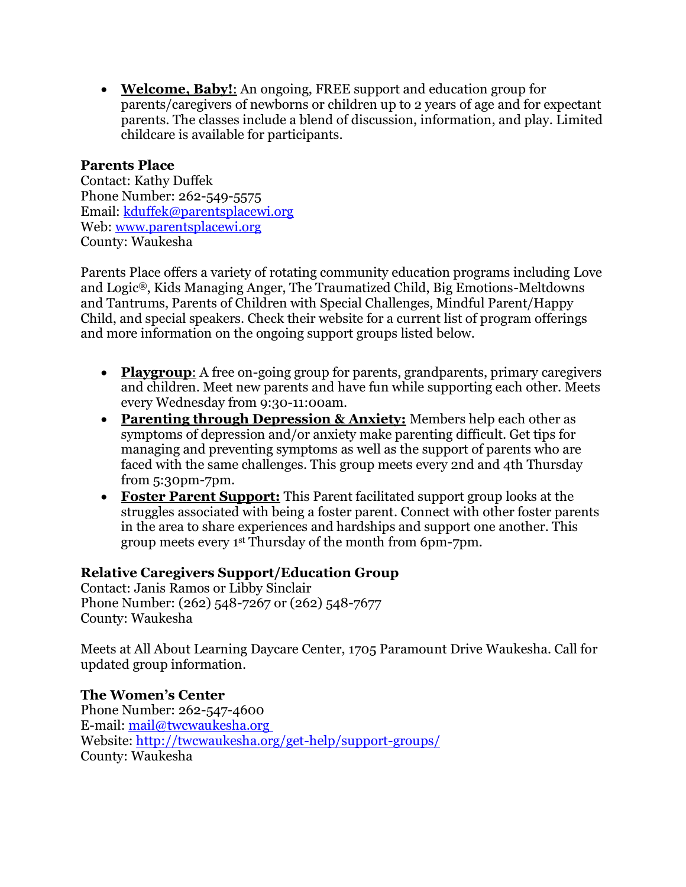- **Welcome, Baby!**: An ongoing, FREE support and education group for parents/caregivers of newborns or children up to 2 years of age and for expectant parents. The classes include a blend of discussion, information, and play. Limited childcare is available for participants.

**Parents Place**
Contact: Kathy Duffek
Phone Number: 262-549-5575
Email: kduffek@parentsplacewi.org
Web: www.parentsplacewi.org
County: Waukesha

Parents Place offers a variety of rotating community education programs including Love and Logic®, Kids Managing Anger, The Traumatized Child, Big Emotions-Meltdowns and Tantrums, Parents of Children with Special Challenges, Mindful Parent/Happy Child, and special speakers. Check their website for a current list of program offerings and more information on the ongoing support groups listed below.

- **Playgroup**: A free on-going group for parents, grandparents, primary caregivers and children. Meet new parents and have fun while supporting each other. Meets every Wednesday from 9:30-11:00am.
- **Parenting through Depression & Anxiety:** Members help each other as symptoms of depression and/or anxiety make parenting difficult. Get tips for managing and preventing symptoms as well as the support of parents who are faced with the same challenges. This group meets every 2nd and 4th Thursday from 5:30pm-7pm.
- **Foster Parent Support:** This Parent facilitated support group looks at the struggles associated with being a foster parent. Connect with other foster parents in the area to share experiences and hardships and support one another. This group meets every 1st Thursday of the month from 6pm-7pm.

**Relative Caregivers Support/Education Group**
Contact: Janis Ramos or Libby Sinclair
Phone Number: (262) 548-7267 or (262) 548-7677
County: Waukesha

Meets at All About Learning Daycare Center, 1705 Paramount Drive Waukesha. Call for updated group information.

**The Women's Center**
Phone Number: 262-547-4600
E-mail: mail@twcwaukesha.org
Website: http://twcwaukesha.org/get-help/support-groups/
County: Waukesha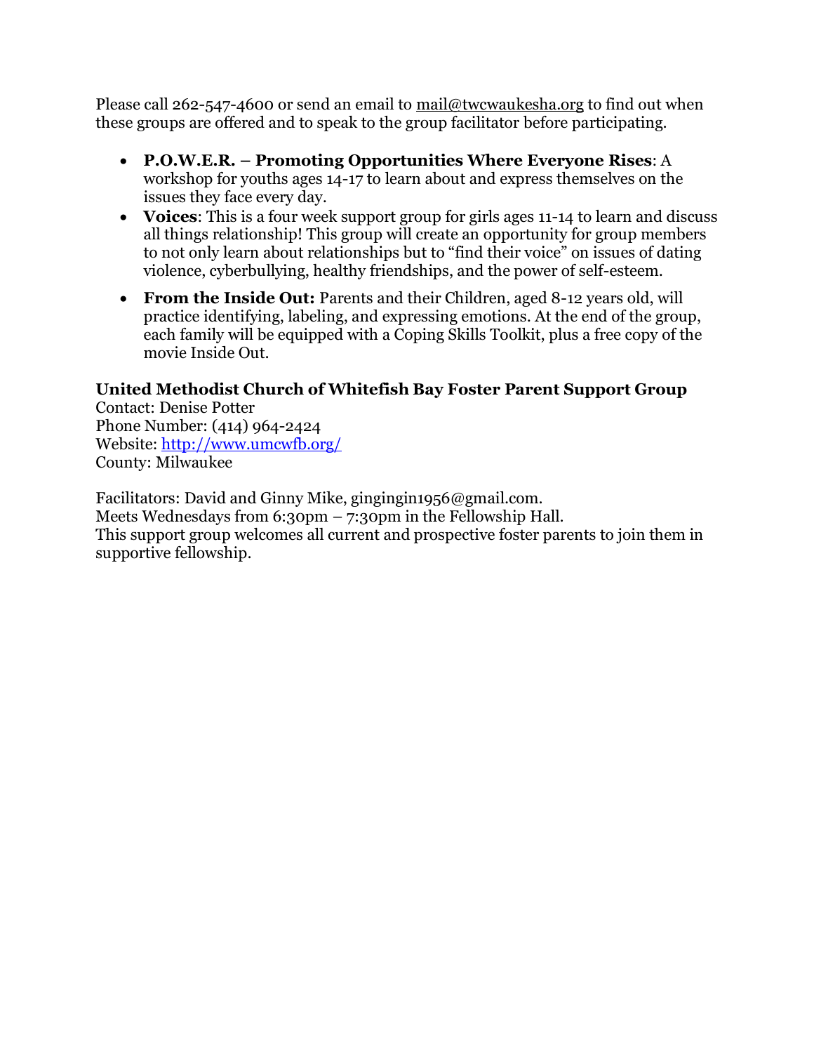Please call 262-547-4600 or send an email to mail@twcwaukesha.org to find out when these groups are offered and to speak to the group facilitator before participating.

- **P.O.W.E.R. – Promoting Opportunities Where Everyone Rises**: A workshop for youths ages 14-17 to learn about and express themselves on the issues they face every day.
- **Voices**: This is a four week support group for girls ages 11-14 to learn and discuss all things relationship! This group will create an opportunity for group members to not only learn about relationships but to "find their voice" on issues of dating violence, cyberbullying, healthy friendships, and the power of self-esteem.
- **From the Inside Out:** Parents and their Children, aged 8-12 years old, will practice identifying, labeling, and expressing emotions. At the end of the group, each family will be equipped with a Coping Skills Toolkit, plus a free copy of the movie Inside Out.

### United Methodist Church of Whitefish Bay Foster Parent Support Group

Contact: Denise Potter
Phone Number: (414) 964-2424
Website: http://www.umcwfb.org/
County: Milwaukee

Facilitators: David and Ginny Mike, gingingin1956@gmail.com.
Meets Wednesdays from 6:30pm – 7:30pm in the Fellowship Hall.
This support group welcomes all current and prospective foster parents to join them in supportive fellowship.